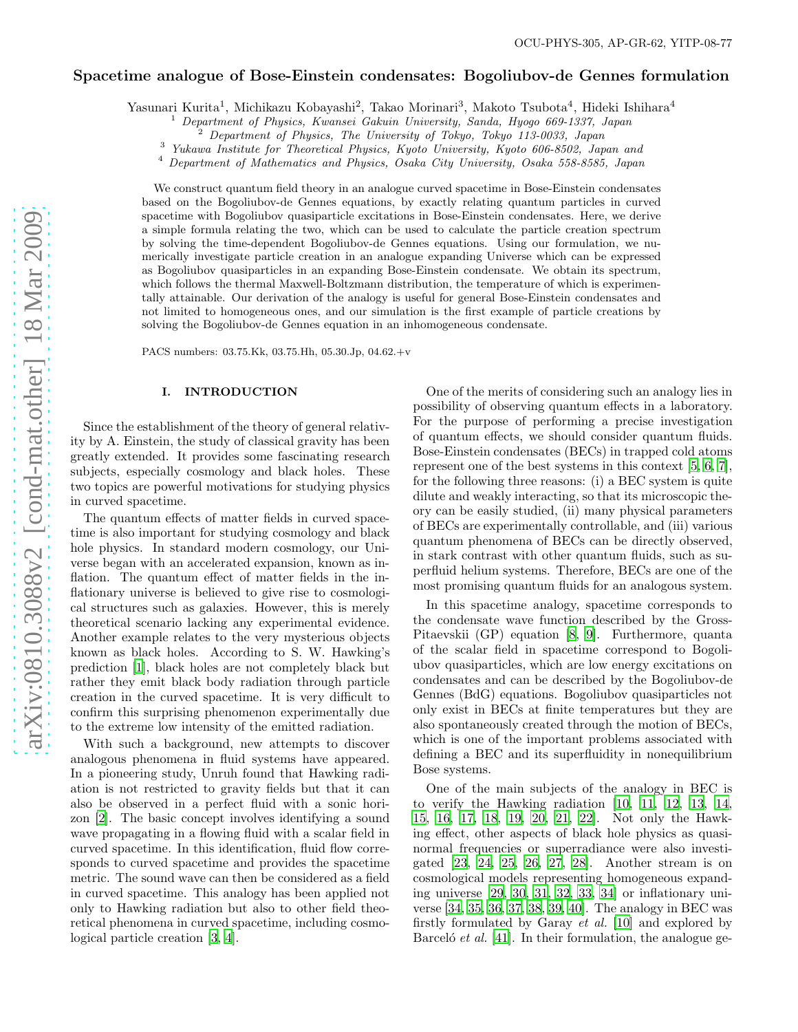OCU-PHYS-305, AP-GR-62, YITP-08-77

# Spacetime analogue of Bose-Einstein condensates: Bogoliubov-de Gennes formulation

Yasunari Kurita[1], Michikazu Kobayashi[2], Takao Morinari[3], Makoto Tsubota[4], Hideki Ishihara[4]

[1] *Department of Physics, Kwansei Gakuin University, Sanda, Hyogo 669-1337, Japan*
[2] *Department of Physics, The University of Tokyo, Tokyo 113-0033, Japan*
[3] *Yukawa Institute for Theoretical Physics, Kyoto University, Kyoto 606-8502, Japan and*
[4] *Department of Mathematics and Physics, Osaka City University, Osaka 558-8585, Japan*

We construct quantum field theory in an analogue curved spacetime in Bose-Einstein condensates based on the Bogoliubov-de Gennes equations, by exactly relating quantum particles in curved spacetime with Bogoliubov quasiparticle excitations in Bose-Einstein condensates. Here, we derive a simple formula relating the two, which can be used to calculate the particle creation spectrum by solving the time-dependent Bogoliubov-de Gennes equations. Using our formulation, we numerically investigate particle creation in an analogue expanding Universe which can be expressed as Bogoliubov quasiparticles in an expanding Bose-Einstein condensate. We obtain its spectrum, which follows the thermal Maxwell-Boltzmann distribution, the temperature of which is experimentally attainable. Our derivation of the analogy is useful for general Bose-Einstein condensates and not limited to homogeneous ones, and our simulation is the first example of particle creations by solving the Bogoliubov-de Gennes equation in an inhomogeneous condensate.

PACS numbers: 03.75.Kk, 03.75.Hh, 05.30.Jp, 04.62.+v

## I. INTRODUCTION

Since the establishment of the theory of general relativity by A. Einstein, the study of classical gravity has been greatly extended. It provides some fascinating research subjects, especially cosmology and black holes. These two topics are powerful motivations for studying physics in curved spacetime.

The quantum effects of matter fields in curved spacetime is also important for studying cosmology and black hole physics. In standard modern cosmology, our Universe began with an accelerated expansion, known as inflation. The quantum effect of matter fields in the inflationary universe is believed to give rise to cosmological structures such as galaxies. However, this is merely theoretical scenario lacking any experimental evidence. Another example relates to the very mysterious objects known as black holes. According to S. W. Hawking's prediction [1], black holes are not completely black but rather they emit black body radiation through particle creation in the curved spacetime. It is very difficult to confirm this surprising phenomenon experimentally due to the extreme low intensity of the emitted radiation.

With such a background, new attempts to discover analogous phenomena in fluid systems have appeared. In a pioneering study, Unruh found that Hawking radiation is not restricted to gravity fields but that it can also be observed in a perfect fluid with a sonic horizon [2]. The basic concept involves identifying a sound wave propagating in a flowing fluid with a scalar field in curved spacetime. In this identification, fluid flow corresponds to curved spacetime and provides the spacetime metric. The sound wave can then be considered as a field in curved spacetime. This analogy has been applied not only to Hawking radiation but also to other field theoretical phenomena in curved spacetime, including cosmological particle creation [3, 4].

One of the merits of considering such an analogy lies in possibility of observing quantum effects in a laboratory. For the purpose of performing a precise investigation of quantum effects, we should consider quantum fluids. Bose-Einstein condensates (BECs) in trapped cold atoms represent one of the best systems in this context [5, 6, 7], for the following three reasons: (i) a BEC system is quite dilute and weakly interacting, so that its microscopic theory can be easily studied, (ii) many physical parameters of BECs are experimentally controllable, and (iii) various quantum phenomena of BECs can be directly observed, in stark contrast with other quantum fluids, such as superfluid helium systems. Therefore, BECs are one of the most promising quantum fluids for an analogous system.

In this spacetime analogy, spacetime corresponds to the condensate wave function described by the Gross-Pitaevskii (GP) equation [8, 9]. Furthermore, quanta of the scalar field in spacetime correspond to Bogoliubov quasiparticles, which are low energy excitations on condensates and can be described by the Bogoliubov-de Gennes (BdG) equations. Bogoliubov quasiparticles not only exist in BECs at finite temperatures but they are also spontaneously created through the motion of BECs, which is one of the important problems associated with defining a BEC and its superfluidity in nonequilibrium Bose systems.

One of the main subjects of the analogy in BEC is to verify the Hawking radiation [10, 11, 12, 13, 14, 15, 16, 17, 18, 19, 20, 21, 22]. Not only the Hawking effect, other aspects of black hole physics as quasinormal frequencies or superradiance were also investigated [23, 24, 25, 26, 27, 28]. Another stream is on cosmological models representing homogeneous expanding universe [29, 30, 31, 32, 33, 34] or inflationary universe [34, 35, 36, 37, 38, 39, 40]. The analogy in BEC was firstly formulated by Garay *et al.* [10] and explored by Barceló *et al.* [41]. In their formulation, the analogue ge-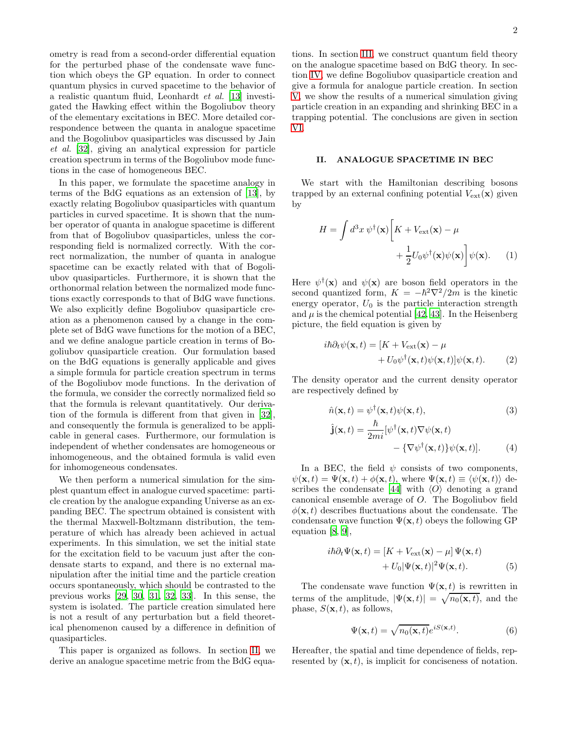ometry is read from a second-order differential equation for the perturbed phase of the condensate wave function which obeys the GP equation. In order to connect quantum physics in curved spacetime to the behavior of a realistic quantum fluid, Leonhardt *et al.* [13] investigated the Hawking effect within the Bogoliubov theory of the elementary excitations in BEC. More detailed correspondence between the quanta in analogue spacetime and the Bogoliubov quasiparticles was discussed by Jain *et al.* [32], giving an analytical expression for particle creation spectrum in terms of the Bogoliubov mode functions in the case of homogeneous BEC.

In this paper, we formulate the spacetime analogy in terms of the BdG equations as an extension of [13], by exactly relating Bogoliubov quasiparticles with quantum particles in curved spacetime. It is shown that the number operator of quanta in analogue spacetime is different from that of Bogoliubov quasiparticles, unless the corresponding field is normalized correctly. With the correct normalization, the number of quanta in analogue spacetime can be exactly related with that of Bogoliubov quasiparticles. Furthermore, it is shown that the orthonormal relation between the normalized mode functions exactly corresponds to that of BdG wave functions. We also explicitly define Bogoliubov quasiparticle creation as a phenomenon caused by a change in the complete set of BdG wave functions for the motion of a BEC, and we define analogue particle creation in terms of Bogoliubov quasiparticle creation. Our formulation based on the BdG equations is generally applicable and gives a simple formula for particle creation spectrum in terms of the Bogoliubov mode functions. In the derivation of the formula, we consider the correctly normalized field so that the formula is relevant quantitatively. Our derivation of the formula is different from that given in [32], and consequently the formula is generalized to be applicable in general cases. Furthermore, our formulation is independent of whether condensates are homogeneous or inhomogeneous, and the obtained formula is valid even for inhomogeneous condensates.

We then perform a numerical simulation for the simplest quantum effect in analogue curved spacetime: particle creation by the analogue expanding Universe as an expanding BEC. The spectrum obtained is consistent with the thermal Maxwell-Boltzmann distribution, the temperature of which has already been achieved in actual experiments. In this simulation, we set the initial state for the excitation field to be vacuum just after the condensate starts to expand, and there is no external manipulation after the initial time and the particle creation occurs spontaneously, which should be contrasted to the previous works [29, 30, 31, 32, 33]. In this sense, the system is isolated. The particle creation simulated here is not a result of any perturbation but a field theoretical phenomenon caused by a difference in definition of quasiparticles.

This paper is organized as follows. In section II, we derive an analogue spacetime metric from the BdG equations. In section III, we construct quantum field theory on the analogue spacetime based on BdG theory. In section IV, we define Bogoliubov quasiparticle creation and give a formula for analogue particle creation. In section V, we show the results of a numerical simulation giving particle creation in an expanding and shrinking BEC in a trapping potential. The conclusions are given in section VI.

## II. ANALOGUE SPACETIME IN BEC

We start with the Hamiltonian describing bosons trapped by an external confining potential $V_{\rm ext}(\mathbf{x})$ given by

$$H = \int d^3x\, \psi^\dagger(\mathbf{x})\bigg[K + V_{\rm ext}(\mathbf{x}) - \mu + \frac{1}{2}U_0\psi^\dagger(\mathbf{x})\psi(\mathbf{x})\bigg]\psi(\mathbf{x}). \qquad (1)$$

Here $\psi^\dagger(\mathbf{x})$ and $\psi(\mathbf{x})$ are boson field operators in the second quantized form, $K = -\hbar^2\nabla^2/2m$ is the kinetic energy operator, $U_0$ is the particle interaction strength and $\mu$ is the chemical potential [42, 43]. In the Heisenberg picture, the field equation is given by

$$i\hbar\partial_t\psi(\mathbf{x},t) = [K + V_{\rm ext}(\mathbf{x}) - \mu + U_0\psi^\dagger(\mathbf{x},t)\psi(\mathbf{x},t)]\psi(\mathbf{x},t). \qquad (2)$$

The density operator and the current density operator are respectively defined by

$$\hat{n}(\mathbf{x},t) = \psi^\dagger(\mathbf{x},t)\psi(\mathbf{x},t), \qquad (3)$$

$$\hat{\mathbf{j}}(\mathbf{x},t) = \frac{\hbar}{2mi}[\psi^\dagger(\mathbf{x},t)\nabla\psi(\mathbf{x},t) - \{\nabla\psi^\dagger(\mathbf{x},t)\}\psi(\mathbf{x},t)]. \qquad (4)$$

In a BEC, the field $\psi$ consists of two components, $\psi(\mathbf{x},t) = \Psi(\mathbf{x},t) + \phi(\mathbf{x},t)$, where $\Psi(\mathbf{x},t) \equiv \langle\psi(\mathbf{x},t)\rangle$ describes the condensate [44] with $\langle O\rangle$ denoting a grand canonical ensemble average of $O$. The Bogoliubov field $\phi(\mathbf{x},t)$ describes fluctuations about the condensate. The condensate wave function $\Psi(\mathbf{x},t)$ obeys the following GP equation [8, 9],

$$i\hbar\partial_t\Psi(\mathbf{x},t) = [K + V_{\rm ext}(\mathbf{x}) - \mu]\,\Psi(\mathbf{x},t) + U_0|\Psi(\mathbf{x},t)|^2\Psi(\mathbf{x},t). \qquad (5)$$

The condensate wave function $\Psi(\mathbf{x},t)$ is rewritten in terms of the amplitude, $|\Psi(\mathbf{x},t)| = \sqrt{n_0(\mathbf{x},t)}$, and the phase, $S(\mathbf{x},t)$, as follows,

$$\Psi(\mathbf{x},t) = \sqrt{n_0(\mathbf{x},t)}e^{iS(\mathbf{x},t)}. \qquad (6)$$

Hereafter, the spatial and time dependence of fields, represented by $(\mathbf{x},t)$, is implicit for conciseness of notation.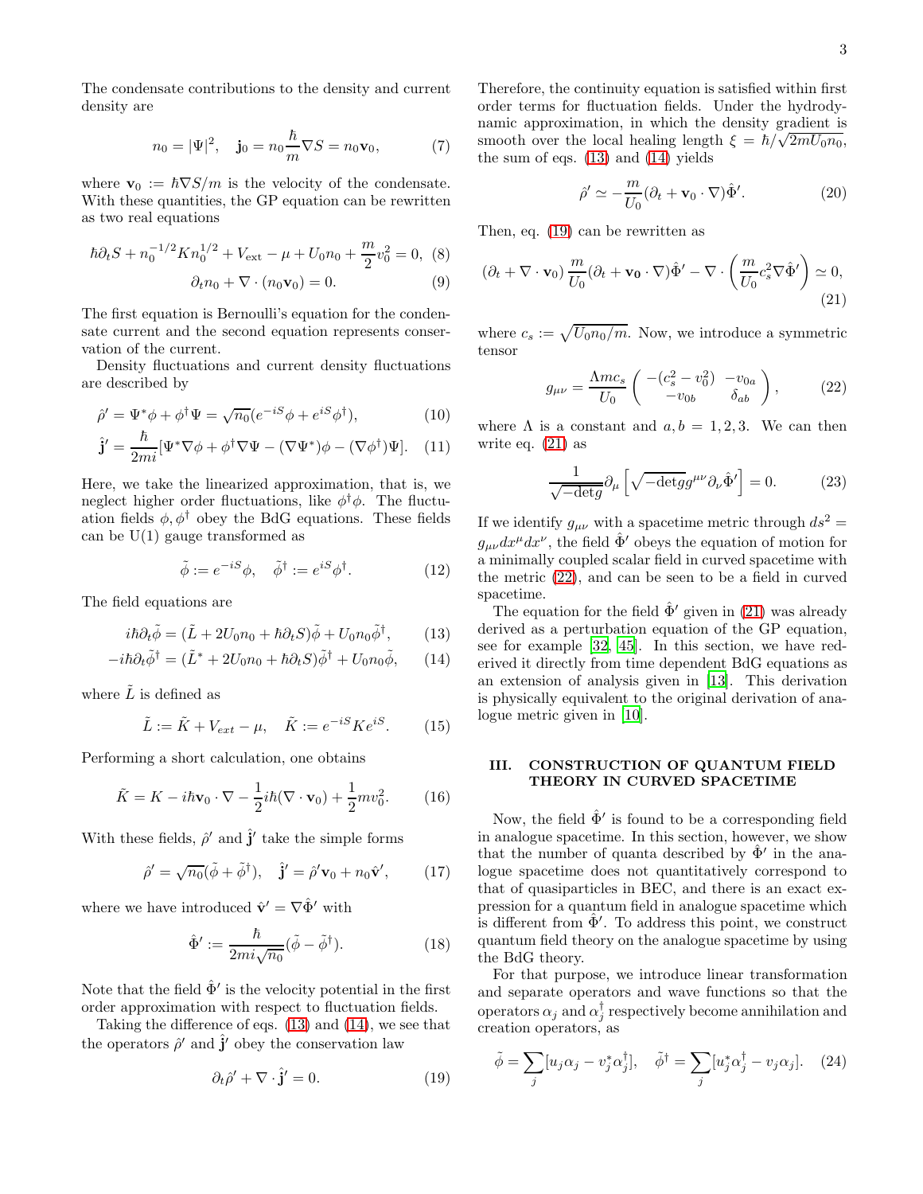The condensate contributions to the density and current density are

$$n_0 = |\Psi|^2, \quad \mathbf{j}_0 = n_0 \frac{\hbar}{m} \nabla S = n_0 \mathbf{v}_0, \tag{7}$$

where $\mathbf{v}_0 := \hbar \nabla S/m$ is the velocity of the condensate. With these quantities, the GP equation can be rewritten as two real equations

$$\hbar \partial_t S + n_0^{-1/2} K n_0^{1/2} + V_{\rm ext} - \mu + U_0 n_0 + \frac{m}{2} v_0^2 = 0, \tag{8}$$

$$\partial_t n_0 + \nabla \cdot (n_0 \mathbf{v}_0) = 0. \tag{9}$$

The first equation is Bernoulli's equation for the condensate current and the second equation represents conservation of the current.

Density fluctuations and current density fluctuations are described by

$$\hat{\rho}' = \Psi^* \phi + \phi^\dagger \Psi = \sqrt{n_0}(e^{-iS}\phi + e^{iS}\phi^\dagger), \tag{10}$$

$$\hat{\mathbf{j}}' = \frac{\hbar}{2mi}[\Psi^* \nabla \phi + \phi^\dagger \nabla \Psi - (\nabla \Psi^*)\phi - (\nabla \phi^\dagger)\Psi]. \tag{11}$$

Here, we take the linearized approximation, that is, we neglect higher order fluctuations, like $\phi^\dagger \phi$. The fluctuation fields $\phi, \phi^\dagger$ obey the BdG equations. These fields can be U(1) gauge transformed as

$$\tilde{\phi} := e^{-iS}\phi, \quad \tilde{\phi}^\dagger := e^{iS}\phi^\dagger. \tag{12}$$

The field equations are

$$i\hbar \partial_t \tilde{\phi} = (\tilde{L} + 2U_0 n_0 + \hbar \partial_t S)\tilde{\phi} + U_0 n_0 \tilde{\phi}^\dagger, \tag{13}$$

$$-i\hbar \partial_t \tilde{\phi}^\dagger = (\tilde{L}^* + 2U_0 n_0 + \hbar \partial_t S)\tilde{\phi}^\dagger + U_0 n_0 \tilde{\phi}, \tag{14}$$

where $\tilde{L}$ is defined as

$$\tilde{L} := \tilde{K} + V_{ext} - \mu, \quad \tilde{K} := e^{-iS} K e^{iS}. \tag{15}$$

Performing a short calculation, one obtains

$$\tilde{K} = K - i\hbar \mathbf{v}_0 \cdot \nabla - \frac{1}{2} i\hbar (\nabla \cdot \mathbf{v}_0) + \frac{1}{2} m v_0^2. \tag{16}$$

With these fields, $\hat{\rho}'$ and $\hat{\mathbf{j}}'$ take the simple forms

$$\hat{\rho}' = \sqrt{n_0}(\tilde{\phi} + \tilde{\phi}^\dagger), \quad \hat{\mathbf{j}}' = \hat{\rho}' \mathbf{v}_0 + n_0 \hat{\mathbf{v}}', \tag{17}$$

where we have introduced $\hat{\mathbf{v}}' = \nabla \hat{\Phi}'$ with

$$\hat{\Phi}' := \frac{\hbar}{2mi\sqrt{n_0}}(\tilde{\phi} - \tilde{\phi}^\dagger). \tag{18}$$

Note that the field $\hat{\Phi}'$ is the velocity potential in the first order approximation with respect to fluctuation fields.

Taking the difference of eqs. (13) and (14), we see that the operators $\hat{\rho}'$ and $\hat{\mathbf{j}}'$ obey the conservation law

$$\partial_t \hat{\rho}' + \nabla \cdot \hat{\mathbf{j}}' = 0. \tag{19}$$

Therefore, the continuity equation is satisfied within first order terms for fluctuation fields. Under the hydrodynamic approximation, in which the density gradient is smooth over the local healing length $\xi = \hbar/\sqrt{2mU_0 n_0}$, the sum of eqs. (13) and (14) yields

$$\hat{\rho}' \simeq -\frac{m}{U_0}(\partial_t + \mathbf{v}_0 \cdot \nabla)\hat{\Phi}'. \tag{20}$$

Then, eq. (19) can be rewritten as

$$(\partial_t + \nabla \cdot \mathbf{v}_0) \frac{m}{U_0}(\partial_t + \mathbf{v_0} \cdot \nabla)\hat{\Phi}' - \nabla \cdot \left( \frac{m}{U_0} c_s^2 \nabla \hat{\Phi}' \right) \simeq 0, \tag{21}$$

where $c_s := \sqrt{U_0 n_0/m}$. Now, we introduce a symmetric tensor

$$g_{\mu\nu} = \frac{\Lambda m c_s}{U_0} \begin{pmatrix} -(c_s^2 - v_0^2) & -v_{0a} \\ -v_{0b} & \delta_{ab} \end{pmatrix}, \tag{22}$$

where $\Lambda$ is a constant and $a, b = 1, 2, 3$. We can then write eq. (21) as

$$\frac{1}{\sqrt{-\mathrm{det}g}} \partial_\mu \left[ \sqrt{-\mathrm{det}g}\, g^{\mu\nu} \partial_\nu \hat{\Phi}' \right] = 0. \tag{23}$$

If we identify $g_{\mu\nu}$ with a spacetime metric through $ds^2 = g_{\mu\nu} dx^\mu dx^\nu$, the field $\hat{\Phi}'$ obeys the equation of motion for a minimally coupled scalar field in curved spacetime with the metric (22), and can be seen to be a field in curved spacetime.

The equation for the field $\hat{\Phi}'$ given in (21) was already derived as a perturbation equation of the GP equation, see for example [32, 45]. In this section, we have rederived it directly from time dependent BdG equations as an extension of analysis given in [13]. This derivation is physically equivalent to the original derivation of analogue metric given in [10].

## III. CONSTRUCTION OF QUANTUM FIELD THEORY IN CURVED SPACETIME

Now, the field $\hat{\Phi}'$ is found to be a corresponding field in analogue spacetime. In this section, however, we show that the number of quanta described by $\hat{\Phi}'$ in the analogue spacetime does not quantitatively correspond to that of quasiparticles in BEC, and there is an exact expression for a quantum field in analogue spacetime which is different from $\hat{\Phi}'$. To address this point, we construct quantum field theory on the analogue spacetime by using the BdG theory.

For that purpose, we introduce linear transformation and separate operators and wave functions so that the operators $\alpha_j$ and $\alpha_j^\dagger$ respectively become annihilation and creation operators, as

$$\tilde{\phi} = \sum_j [u_j \alpha_j - v_j^* \alpha_j^\dagger], \quad \tilde{\phi}^\dagger = \sum_j [u_j^* \alpha_j^\dagger - v_j \alpha_j]. \tag{24}$$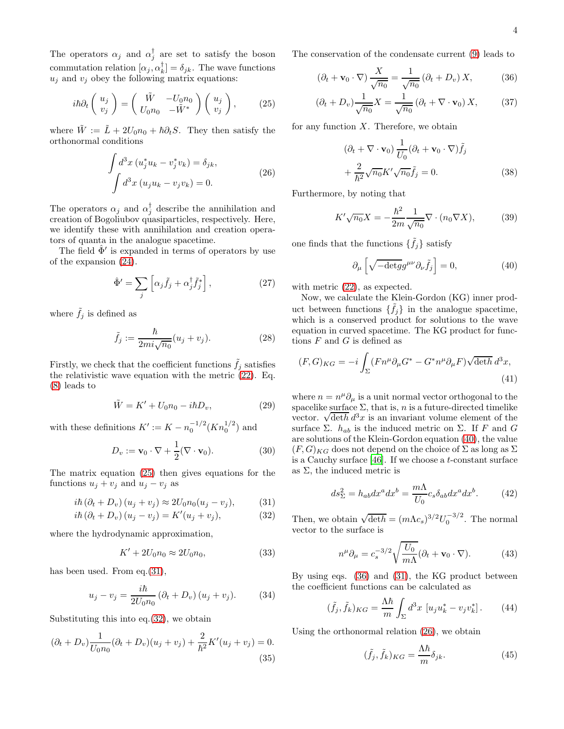The operators $\alpha_j$ and $\alpha_j^\dagger$ are set to satisfy the boson commutation relation $[\alpha_j, \alpha_k^\dagger] = \delta_{jk}$. The wave functions $u_j$ and $v_j$ obey the following matrix equations:

$$
i\hbar\partial_t \begin{pmatrix} u_j \\ v_j \end{pmatrix} = \begin{pmatrix} \tilde{W} & -U_0 n_0 \\ U_0 n_0 & -\tilde{W}^* \end{pmatrix} \begin{pmatrix} u_j \\ v_j \end{pmatrix}, \tag{25}
$$

where $\tilde{W} := \tilde{L} + 2U_0 n_0 + \hbar\partial_t S$. They then satisfy the orthonormal conditions

$$
\begin{aligned}
&\int d^3x \, (u_j^* u_k - v_j^* v_k) = \delta_{jk}, \\
&\int d^3x \, (u_j u_k - v_j v_k) = 0.
\end{aligned} \tag{26}
$$

The operators $\alpha_j$ and $\alpha_j^\dagger$ describe the annihilation and creation of Bogoliubov quasiparticles, respectively. Here, we identify these with annihilation and creation operators of quanta in the analogue spacetime.

The field $\hat{\Phi}'$ is expanded in terms of operators by use of the expansion (24).

$$
\hat{\Phi}' = \sum_j \left[ \alpha_j \tilde{f}_j + \alpha_j^\dagger \tilde{f}_j^* \right], \tag{27}
$$

where $\tilde{f}_j$ is defined as

$$
\tilde{f}_j := \frac{\hbar}{2mi\sqrt{n_0}}(u_j + v_j). \tag{28}
$$

Firstly, we check that the coefficient functions $\tilde{f}_j$ satisfies the relativistic wave equation with the metric (22). Eq. (8) leads to

$$
\tilde{W} = K' + U_0 n_0 - i\hbar D_v, \tag{29}
$$

with these definitions $K' := K - n_0^{-1/2}(K n_0^{1/2})$ and

$$
D_v := \mathbf{v}_0 \cdot \nabla + \frac{1}{2}(\nabla \cdot \mathbf{v}_0). \tag{30}
$$

The matrix equation (25) then gives equations for the functions $u_j + v_j$ and $u_j - v_j$ as

$$
i\hbar \left(\partial_t + D_v\right)(u_j + v_j) \approx 2U_0 n_0 (u_j - v_j), \tag{31}
$$

$$
i\hbar \left(\partial_t + D_v\right)(u_j - v_j) = K'(u_j + v_j), \tag{32}
$$

where the hydrodynamic approximation,

$$
K' + 2U_0 n_0 \approx 2U_0 n_0, \tag{33}
$$

has been used. From eq.(31),

$$
u_j - v_j = \frac{i\hbar}{2U_0 n_0} \left(\partial_t + D_v\right)(u_j + v_j). \tag{34}
$$

Substituting this into eq.(32), we obtain

$$
(\partial_t + D_v)\frac{1}{U_0 n_0}(\partial_t + D_v)(u_j + v_j) + \frac{2}{\hbar^2} K'(u_j + v_j) = 0. \tag{35}
$$

The conservation of the condensate current (9) leads to

$$
\left(\partial_t + \mathbf{v}_0 \cdot \nabla\right) \frac{X}{\sqrt{n_0}} = \frac{1}{\sqrt{n_0}} \left(\partial_t + D_v\right) X, \tag{36}
$$

$$
(\partial_t + D_v)\frac{1}{\sqrt{n_0}} X = \frac{1}{\sqrt{n_0}} \left(\partial_t + \nabla \cdot \mathbf{v}_0\right) X, \tag{37}
$$

for any function $X$. Therefore, we obtain

$$
\begin{aligned}
&(\partial_t + \nabla \cdot \mathbf{v}_0) \frac{1}{U_0} (\partial_t + \mathbf{v}_0 \cdot \nabla) \tilde{f}_j \\
&+ \frac{2}{\hbar^2} \sqrt{n_0} K' \sqrt{n_0} \tilde{f}_j = 0.
\end{aligned} \tag{38}
$$

Furthermore, by noting that

$$
K' \sqrt{n_0} X = -\frac{\hbar^2}{2m} \frac{1}{\sqrt{n_0}} \nabla \cdot (n_0 \nabla X), \tag{39}
$$

one finds that the functions $\{\tilde{f}_j\}$ satisfy

$$
\partial_\mu \left[ \sqrt{-\det g} g^{\mu\nu} \partial_\nu \tilde{f}_j \right] = 0, \tag{40}
$$

with metric (22), as expected.

Now, we calculate the Klein-Gordon (KG) inner product between functions $\{\tilde{f}_j\}$ in the analogue spacetime, which is a conserved product for solutions to the wave equation in curved spacetime. The KG product for functions $F$ and $G$ is defined as

$$
(F, G)_{KG} = -i \int_\Sigma (F n^\mu \partial_\mu G^* - G^* n^\mu \partial_\mu F) \sqrt{\det h} \, d^3x, \tag{41}
$$

where $n = n^\mu \partial_\mu$ is a unit normal vector orthogonal to the spacelike surface $\Sigma$, that is, $n$ is a future-directed timelike vector. $\sqrt{\det h} \, d^3x$ is an invariant volume element of the surface $\Sigma$. $h_{ab}$ is the induced metric on $\Sigma$. If $F$ and $G$ are solutions of the Klein-Gordon equation (40), the value $(F, G)_{KG}$ does not depend on the choice of $\Sigma$ as long as $\Sigma$ is a Cauchy surface [46]. If we choose a $t$-constant surface as $\Sigma$, the induced metric is

$$
ds_\Sigma^2 = h_{ab} dx^a dx^b = \frac{m\Lambda}{U_0} c_s \delta_{ab} dx^a dx^b. \tag{42}
$$

Then, we obtain $\sqrt{\det h} = (m\Lambda c_s)^{3/2} U_0^{-3/2}$. The normal vector to the surface is

$$
n^\mu \partial_\mu = c_s^{-3/2} \sqrt{\frac{U_0}{m\Lambda}} (\partial_t + \mathbf{v}_0 \cdot \nabla). \tag{43}
$$

By using eqs. (36) and (31), the KG product between the coefficient functions can be calculated as

$$
(\tilde{f}_j, \tilde{f}_k)_{KG} = \frac{\Lambda\hbar}{m} \int_\Sigma d^3x \, \left[ u_j u_k^* - v_j v_k^* \right]. \tag{44}
$$

Using the orthonormal relation (26), we obtain

$$
(\tilde{f}_j, \tilde{f}_k)_{KG} = \frac{\Lambda\hbar}{m} \delta_{jk}. \tag{45}
$$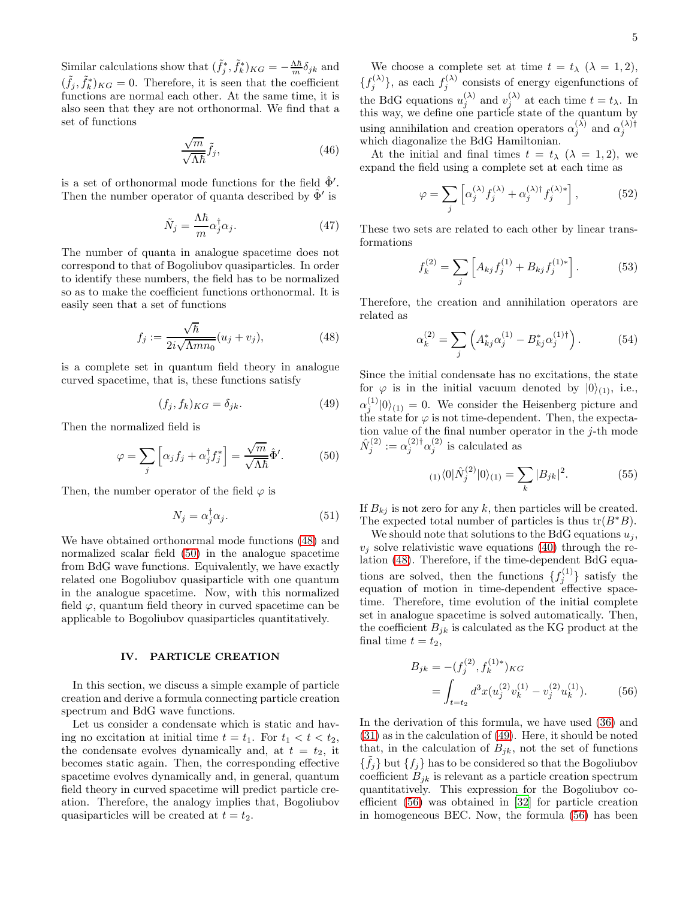Similar calculations show that $(\tilde{f}_j^*, \tilde{f}_k^*)_{KG} = -\frac{\Lambda\hbar}{m}\delta_{jk}$ and $(\tilde{f}_j, \tilde{f}_k^*)_{KG} = 0$. Therefore, it is seen that the coefficient functions are normal each other. At the same time, it is also seen that they are not orthonormal. We find that a set of functions

$$\frac{\sqrt{m}}{\sqrt{\Lambda\hbar}}\tilde{f}_j, \tag{46}$$

is a set of orthonormal mode functions for the field $\hat{\Phi}'$. Then the number operator of quanta described by $\hat{\Phi}'$ is

$$\tilde{N}_j = \frac{\Lambda\hbar}{m}\alpha_j^\dagger\alpha_j. \tag{47}$$

The number of quanta in analogue spacetime does not correspond to that of Bogoliubov quasiparticles. In order to identify these numbers, the field has to be normalized so as to make the coefficient functions orthonormal. It is easily seen that a set of functions

$$f_j := \frac{\sqrt{\hbar}}{2i\sqrt{\Lambda m n_0}}(u_j + v_j), \tag{48}$$

is a complete set in quantum field theory in analogue curved spacetime, that is, these functions satisfy

$$(f_j, f_k)_{KG} = \delta_{jk}. \tag{49}$$

Then the normalized field is

$$\varphi = \sum_j \left[\alpha_j f_j + \alpha_j^\dagger f_j^*\right] = \frac{\sqrt{m}}{\sqrt{\Lambda\hbar}}\hat{\Phi}'. \tag{50}$$

Then, the number operator of the field $\varphi$ is

$$N_j = \alpha_j^\dagger\alpha_j. \tag{51}$$

We have obtained orthonormal mode functions (48) and normalized scalar field (50) in the analogue spacetime from BdG wave functions. Equivalently, we have exactly related one Bogoliubov quasiparticle with one quantum in the analogue spacetime. Now, with this normalized field $\varphi$, quantum field theory in curved spacetime can be applicable to Bogoliubov quasiparticles quantitatively.

## IV. PARTICLE CREATION

In this section, we discuss a simple example of particle creation and derive a formula connecting particle creation spectrum and BdG wave functions.

Let us consider a condensate which is static and having no excitation at initial time $t = t_1$. For $t_1 < t < t_2$, the condensate evolves dynamically and, at $t = t_2$, it becomes static again. Then, the corresponding effective spacetime evolves dynamically and, in general, quantum field theory in curved spacetime will predict particle creation. Therefore, the analogy implies that, Bogoliubov quasiparticles will be created at $t = t_2$.

We choose a complete set at time $t = t_\lambda$ ($\lambda = 1, 2$), $\{f_j^{(\lambda)}\}$, as each $f_j^{(\lambda)}$ consists of energy eigenfunctions of the BdG equations $u_j^{(\lambda)}$ and $v_j^{(\lambda)}$ at each time $t = t_\lambda$. In this way, we define one particle state of the quantum by using annihilation and creation operators $\alpha_j^{(\lambda)}$ and $\alpha_j^{(\lambda)\dagger}$ which diagonalize the BdG Hamiltonian.

At the initial and final times $t = t_\lambda$ ($\lambda = 1, 2$), we expand the field using a complete set at each time as

$$\varphi = \sum_j \left[\alpha_j^{(\lambda)} f_j^{(\lambda)} + \alpha_j^{(\lambda)\dagger} f_j^{(\lambda)*}\right], \tag{52}$$

These two sets are related to each other by linear transformations

$$f_k^{(2)} = \sum_j \left[A_{kj} f_j^{(1)} + B_{kj} f_j^{(1)*}\right]. \tag{53}$$

Therefore, the creation and annihilation operators are related as

$$\alpha_k^{(2)} = \sum_j \left(A_{kj}^* \alpha_j^{(1)} - B_{kj}^* \alpha_j^{(1)\dagger}\right). \tag{54}$$

Since the initial condensate has no excitations, the state for $\varphi$ is in the initial vacuum denoted by $|0\rangle_{(1)}$, i.e., $\alpha_j^{(1)}|0\rangle_{(1)} = 0$. We consider the Heisenberg picture and the state for $\varphi$ is not time-dependent. Then, the expectation value of the final number operator in the $j$-th mode $\hat{N}_j^{(2)} := \alpha_j^{(2)\dagger}\alpha_j^{(2)}$ is calculated as

$${}_{(1)}\langle 0|\hat{N}_j^{(2)}|0\rangle_{(1)} = \sum_k |B_{jk}|^2. \tag{55}$$

If $B_{kj}$ is not zero for any $k$, then particles will be created. The expected total number of particles is thus $\mathrm{tr}(B^*B)$.

We should note that solutions to the BdG equations $u_j$, $v_j$ solve relativistic wave equations (40) through the relation (48). Therefore, if the time-dependent BdG equations are solved, then the functions $\{f_j^{(1)}\}$ satisfy the equation of motion in time-dependent effective spacetime. Therefore, time evolution of the initial complete set in analogue spacetime is solved automatically. Then, the coefficient $B_{jk}$ is calculated as the KG product at the final time $t = t_2$,

$$\begin{aligned} B_{jk} &= -(f_j^{(2)}, f_k^{(1)*})_{KG} \\ &= \int_{t=t_2} d^3x (u_j^{(2)} v_k^{(1)} - v_j^{(2)} u_k^{(1)}). \end{aligned} \tag{56}$$

In the derivation of this formula, we have used (36) and (31) as in the calculation of (49). Here, it should be noted that, in the calculation of $B_{jk}$, not the set of functions $\{\tilde{f}_j\}$ but $\{f_j\}$ has to be considered so that the Bogoliubov coefficient $B_{jk}$ is relevant as a particle creation spectrum quantitatively. This expression for the Bogoliubov coefficient (56) was obtained in [32] for particle creation in homogeneous BEC. Now, the formula (56) has been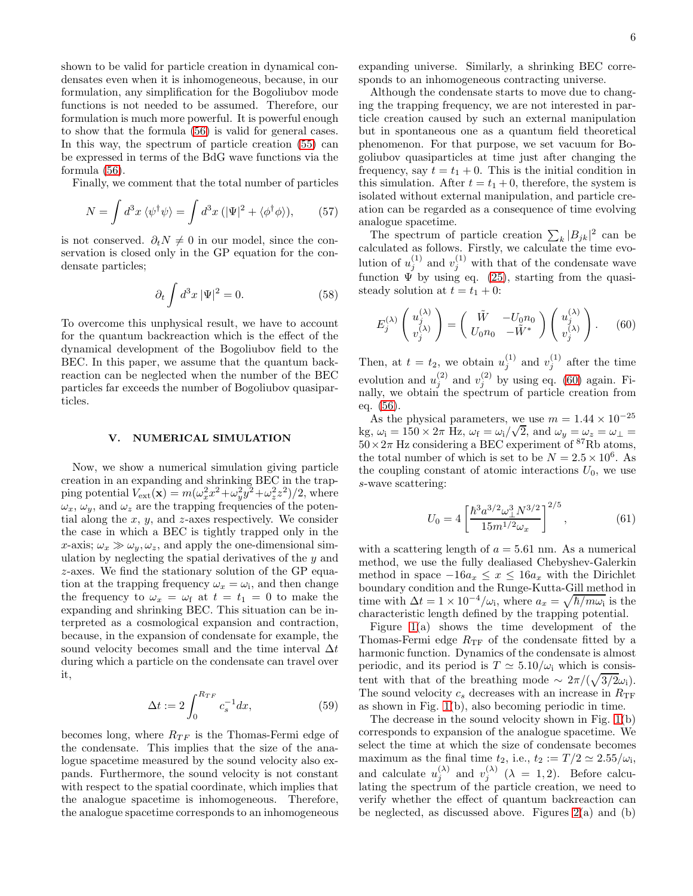shown to be valid for particle creation in dynamical condensates even when it is inhomogeneous, because, in our formulation, any simplification for the Bogoliubov mode functions is not needed to be assumed. Therefore, our formulation is much more powerful. It is powerful enough to show that the formula (56) is valid for general cases. In this way, the spectrum of particle creation (55) can be expressed in terms of the BdG wave functions via the formula (56).

Finally, we comment that the total number of particles

$$N = \int d^3x \, \langle \psi^\dagger \psi \rangle = \int d^3x \, (|\Psi|^2 + \langle \phi^\dagger \phi \rangle), \tag{57}$$

is not conserved. $\partial_t N \neq 0$ in our model, since the conservation is closed only in the GP equation for the condensate particles;

$$\partial_t \int d^3x \, |\Psi|^2 = 0. \tag{58}$$

To overcome this unphysical result, we have to account for the quantum backreaction which is the effect of the dynamical development of the Bogoliubov field to the BEC. In this paper, we assume that the quantum backreaction can be neglected when the number of the BEC particles far exceeds the number of Bogoliubov quasiparticles.

## V. NUMERICAL SIMULATION

Now, we show a numerical simulation giving particle creation in an expanding and shrinking BEC in the trapping potential $V_{\text{ext}}(\mathbf{x}) = m(\omega_x^2 x^2 + \omega_y^2 y^2 + \omega_z^2 z^2)/2$, where $\omega_x$, $\omega_y$, and $\omega_z$ are the trapping frequencies of the potential along the $x$, $y$, and $z$-axes respectively. We consider the case in which a BEC is tightly trapped only in the $x$-axis; $\omega_x \gg \omega_y, \omega_z$, and apply the one-dimensional simulation by neglecting the spatial derivatives of the $y$ and $z$-axes. We find the stationary solution of the GP equation at the trapping frequency $\omega_x = \omega_{\text{i}}$, and then change the frequency to $\omega_x = \omega_{\text{f}}$ at $t = t_1 = 0$ to make the expanding and shrinking BEC. This situation can be interpreted as a cosmological expansion and contraction, because, in the expansion of condensate for example, the sound velocity becomes small and the time interval $\Delta t$ during which a particle on the condensate can travel over it,

$$\Delta t := 2 \int_0^{R_{TF}} c_s^{-1} dx, \tag{59}$$

becomes long, where $R_{TF}$ is the Thomas-Fermi edge of the condensate. This implies that the size of the analogue spacetime measured by the sound velocity also expands. Furthermore, the sound velocity is not constant with respect to the spatial coordinate, which implies that the analogue spacetime is inhomogeneous. Therefore, the analogue spacetime corresponds to an inhomogeneous expanding universe. Similarly, a shrinking BEC corresponds to an inhomogeneous contracting universe.

Although the condensate starts to move due to changing the trapping frequency, we are not interested in particle creation caused by such an external manipulation but in spontaneous one as a quantum field theoretical phenomenon. For that purpose, we set vacuum for Bogoliubov quasiparticles at time just after changing the frequency, say $t = t_1 + 0$. This is the initial condition in this simulation. After $t = t_1 + 0$, therefore, the system is isolated without external manipulation, and particle creation can be regarded as a consequence of time evolving analogue spacetime.

The spectrum of particle creation $\sum_k |B_{jk}|^2$ can be calculated as follows. Firstly, we calculate the time evolution of $u_j^{(1)}$ and $v_j^{(1)}$ with that of the condensate wave function $\Psi$ by using eq. (25), starting from the quasi-steady solution at $t = t_1 + 0$:

$$E_j^{(\lambda)} \begin{pmatrix} u_j^{(\lambda)} \\ v_j^{(\lambda)} \end{pmatrix} = \begin{pmatrix} \tilde{W} & -U_0 n_0 \\ U_0 n_0 & -\tilde{W}^* \end{pmatrix} \begin{pmatrix} u_j^{(\lambda)} \\ v_j^{(\lambda)} \end{pmatrix}. \tag{60}$$

Then, at $t = t_2$, we obtain $u_j^{(1)}$ and $v_j^{(1)}$ after the time evolution and $u_j^{(2)}$ and $v_j^{(2)}$ by using eq. (60) again. Finally, we obtain the spectrum of particle creation from eq. (56).

As the physical parameters, we use $m = 1.44 \times 10^{-25}$ kg, $\omega_{\text{i}} = 150 \times 2\pi$ Hz, $\omega_{\text{f}} = \omega_{\text{i}}/\sqrt{2}$, and $\omega_y = \omega_z = \omega_\perp = 50 \times 2\pi$ Hz considering a BEC experiment of $^{87}$Rb atoms, the total number of which is set to be $N = 2.5 \times 10^6$. As the coupling constant of atomic interactions $U_0$, we use $s$-wave scattering:

$$U_0 = 4 \left[ \frac{\hbar^3 a^{3/2} \omega_\perp^3 N^{3/2}}{15 m^{1/2} \omega_x} \right]^{2/5}, \tag{61}$$

with a scattering length of $a = 5.61$ nm. As a numerical method, we use the fully dealiased Chebyshev-Galerkin method in space $-16a_x \leq x \leq 16a_x$ with the Dirichlet boundary condition and the Runge-Kutta-Gill method in time with $\Delta t = 1 \times 10^{-4}/\omega_{\text{i}}$, where $a_x = \sqrt{\hbar/m\omega_{\text{i}}}$ is the characteristic length defined by the trapping potential.

Figure 1(a) shows the time development of the Thomas-Fermi edge $R_{\text{TF}}$ of the condensate fitted by a harmonic function. Dynamics of the condensate is almost periodic, and its period is $T \simeq 5.10/\omega_{\text{i}}$ which is consistent with that of the breathing mode $\sim 2\pi/(\sqrt{3/2}\omega_{\text{i}})$. The sound velocity $c_s$ decreases with an increase in $R_{\text{TF}}$ as shown in Fig. 1(b), also becoming periodic in time.

The decrease in the sound velocity shown in Fig. 1(b) corresponds to expansion of the analogue spacetime. We select the time at which the size of condensate becomes maximum as the final time $t_2$, i.e., $t_2 := T/2 \simeq 2.55/\omega_{\text{i}}$, and calculate $u_j^{(\lambda)}$ and $v_j^{(\lambda)}$ ($\lambda = 1, 2$). Before calculating the spectrum of the particle creation, we need to verify whether the effect of quantum backreaction can be neglected, as discussed above. Figures 2(a) and (b)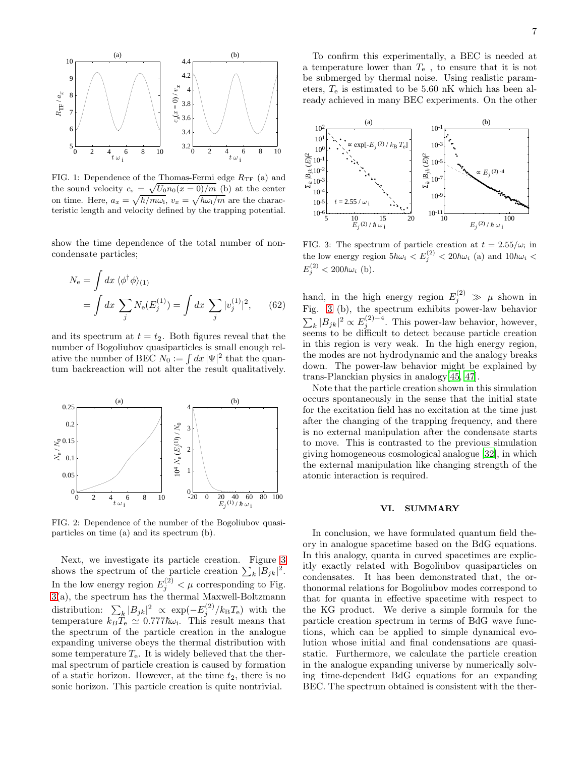FIG. 1: Dependence of the Thomas-Fermi edge $R_{\rm TF}$ (a) and the sound velocity $c_s = \sqrt{U_0 n_0(x=0)/m}$ (b) at the center on time. Here, $a_x = \sqrt{\hbar/m\omega_{\rm i}}$, $v_x = \sqrt{\hbar\omega_{\rm i}/m}$ are the characteristic length and velocity defined by the trapping potential.

show the time dependence of the total number of noncondensate particles;

$$
\begin{aligned}
N_{\rm e} &= \int dx \, \langle \phi^\dagger \phi \rangle_{(1)} \\
&= \int dx \sum_j N_{\rm e}(E_j^{(1)}) = \int dx \sum_j |v_j^{(1)}|^2, \qquad (62)
\end{aligned}
$$

and its spectrum at $t = t_2$. Both figures reveal that the number of Bogoliubov quasiparticles is small enough relative the number of BEC $N_0 := \int dx \, |\Psi|^2$ that the quantum backreaction will not alter the result qualitatively.

FIG. 2: Dependence of the number of the Bogoliubov quasiparticles on time (a) and its spectrum (b).

Next, we investigate its particle creation. Figure 3 shows the spectrum of the particle creation $\sum_k |B_{jk}|^2$. In the low energy region $E_j^{(2)} < \mu$ corresponding to Fig. 3(a), the spectrum has the thermal Maxwell-Boltzmann distribution: $\sum_k |B_{jk}|^2 \propto \exp(-E_j^{(2)}/k_{\rm B} T_{\rm e})$ with the temperature $k_B T_{\rm e} \simeq 0.777\hbar\omega_{\rm i}$. This result means that the spectrum of the particle creation in the analogue expanding universe obeys the thermal distribution with some temperature $T_{\rm e}$. It is widely believed that the thermal spectrum of particle creation is caused by formation of a static horizon. However, at the time $t_2$, there is no sonic horizon. This particle creation is quite nontrivial.

To confirm this experimentally, a BEC is needed at a temperature lower than $T_{\rm e}$ , to ensure that it is not be submerged by thermal noise. Using realistic parameters, $T_{\rm e}$ is estimated to be 5.60 nK which has been already achieved in many BEC experiments. On the other

FIG. 3: The spectrum of particle creation at $t = 2.55/\omega_{\rm i}$ in the low energy region $5\hbar\omega_i < E_j^{(2)} < 20\hbar\omega_i$ (a) and $10\hbar\omega_i < E_j^{(2)} < 200\hbar\omega_i$ (b).

hand, in the high energy region $E_j^{(2)} \gg \mu$ shown in Fig. 3 (b), the spectrum exhibits power-law behavior $\sum_k |B_{jk}|^2 \propto E_j^{(2)-4}$. This power-law behavior, however, seems to be difficult to detect because particle creation in this region is very weak. In the high energy region, the modes are not hydrodynamic and the analogy breaks down. The power-law behavior might be explained by trans-Planckian physics in analogy[45, 47].

Note that the particle creation shown in this simulation occurs spontaneously in the sense that the initial state for the excitation field has no excitation at the time just after the changing of the trapping frequency, and there is no external manipulation after the condensate starts to move. This is contrasted to the previous simulation giving homogeneous cosmological analogue [32], in which the external manipulation like changing strength of the atomic interaction is required.

## VI. SUMMARY

In conclusion, we have formulated quantum field theory in analogue spacetime based on the BdG equations. In this analogy, quanta in curved spacetimes are explicitly exactly related with Bogoliubov quasiparticles on condensates. It has been demonstrated that, the orthonormal relations for Bogoliubov modes correspond to that for quanta in effective spacetime with respect to the KG product. We derive a simple formula for the particle creation spectrum in terms of BdG wave functions, which can be applied to simple dynamical evolution whose initial and final condensations are quasistatic. Furthermore, we calculate the particle creation in the analogue expanding universe by numerically solving time-dependent BdG equations for an expanding BEC. The spectrum obtained is consistent with the ther-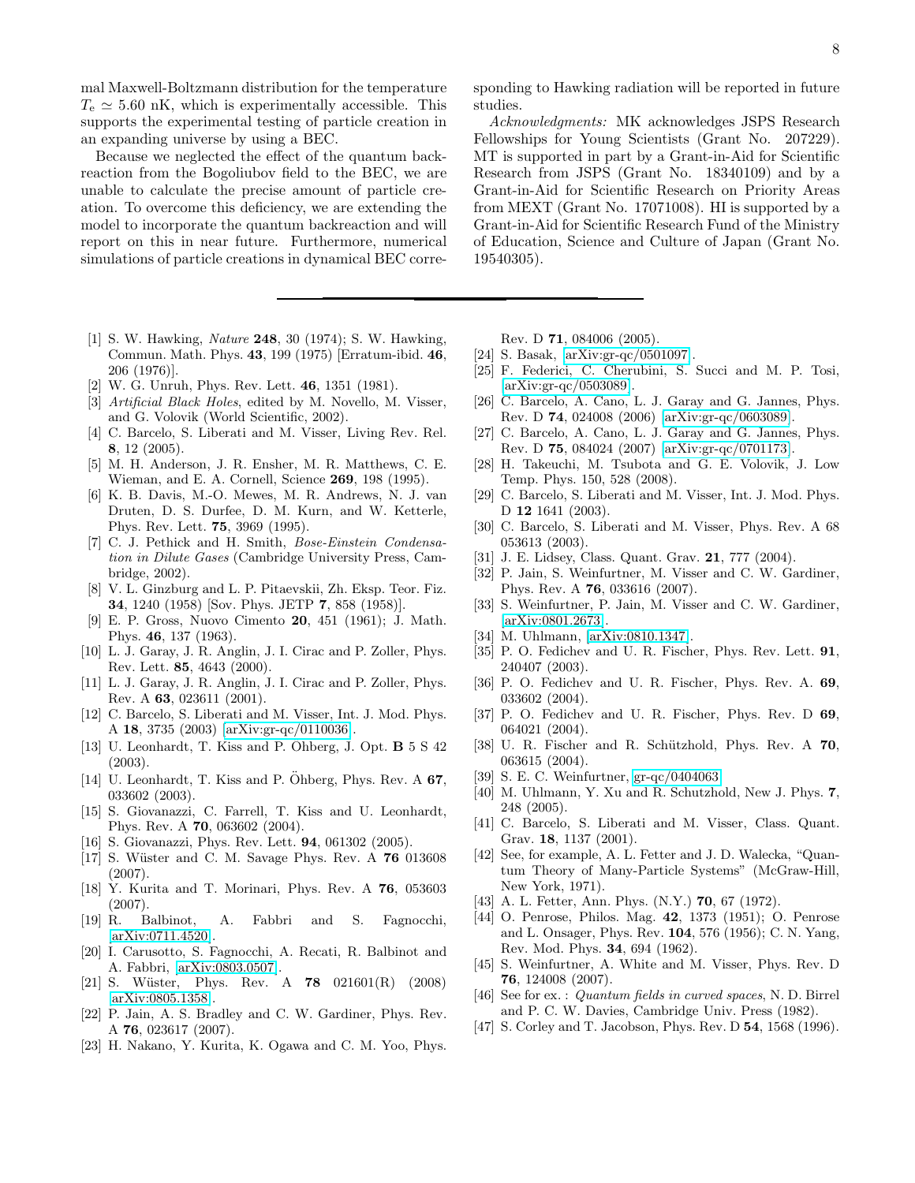mal Maxwell-Boltzmann distribution for the temperature $T_\mathrm{e} \simeq 5.60$ nK, which is experimentally accessible. This supports the experimental testing of particle creation in an expanding universe by using a BEC.

Because we neglected the effect of the quantum backreaction from the Bogoliubov field to the BEC, we are unable to calculate the precise amount of particle creation. To overcome this deficiency, we are extending the model to incorporate the quantum backreaction and will report on this in near future. Furthermore, numerical simulations of particle creations in dynamical BEC corresponding to Hawking radiation will be reported in future studies.

*Acknowledgments:* MK acknowledges JSPS Research Fellowships for Young Scientists (Grant No. 207229). MT is supported in part by a Grant-in-Aid for Scientific Research from JSPS (Grant No. 18340109) and by a Grant-in-Aid for Scientific Research on Priority Areas from MEXT (Grant No. 17071008). HI is supported by a Grant-in-Aid for Scientific Research Fund of the Ministry of Education, Science and Culture of Japan (Grant No. 19540305).

---

[1] S. W. Hawking, *Nature* **248**, 30 (1974); S. W. Hawking, Commun. Math. Phys. **43**, 199 (1975) [Erratum-ibid. **46**, 206 (1976)].

[2] W. G. Unruh, Phys. Rev. Lett. **46**, 1351 (1981).

[3] *Artificial Black Holes*, edited by M. Novello, M. Visser, and G. Volovik (World Scientific, 2002).

[4] C. Barcelo, S. Liberati and M. Visser, Living Rev. Rel. **8**, 12 (2005).

[5] M. H. Anderson, J. R. Ensher, M. R. Matthews, C. E. Wieman, and E. A. Cornell, Science **269**, 198 (1995).

[6] K. B. Davis, M.-O. Mewes, M. R. Andrews, N. J. van Druten, D. S. Durfee, D. M. Kurn, and W. Ketterle, Phys. Rev. Lett. **75**, 3969 (1995).

[7] C. J. Pethick and H. Smith, *Bose-Einstein Condensation in Dilute Gases* (Cambridge University Press, Cambridge, 2002).

[8] V. L. Ginzburg and L. P. Pitaevskii, Zh. Eksp. Teor. Fiz. **34**, 1240 (1958) [Sov. Phys. JETP **7**, 858 (1958)].

[9] E. P. Gross, Nuovo Cimento **20**, 451 (1961); J. Math. Phys. **46**, 137 (1963).

[10] L. J. Garay, J. R. Anglin, J. I. Cirac and P. Zoller, Phys. Rev. Lett. **85**, 4643 (2000).

[11] L. J. Garay, J. R. Anglin, J. I. Cirac and P. Zoller, Phys. Rev. A **63**, 023611 (2001).

[12] C. Barcelo, S. Liberati and M. Visser, Int. J. Mod. Phys. A **18**, 3735 (2003) [arXiv:gr-qc/0110036].

[13] U. Leonhardt, T. Kiss and P. Ohberg, J. Opt. **B** 5 S 42 (2003).

[14] U. Leonhardt, T. Kiss and P. Öhberg, Phys. Rev. A **67**, 033602 (2003).

[15] S. Giovanazzi, C. Farrell, T. Kiss and U. Leonhardt, Phys. Rev. A **70**, 063602 (2004).

[16] S. Giovanazzi, Phys. Rev. Lett. **94**, 061302 (2005).

[17] S. Wüster and C. M. Savage Phys. Rev. A **76** 013608 (2007).

[18] Y. Kurita and T. Morinari, Phys. Rev. A **76**, 053603 (2007).

[19] R. Balbinot, A. Fabbri and S. Fagnocchi, [arXiv:0711.4520].

[20] I. Carusotto, S. Fagnocchi, A. Recati, R. Balbinot and A. Fabbri, [arXiv:0803.0507].

[21] S. Wüster, Phys. Rev. A **78** 021601(R) (2008) [arXiv:0805.1358].

[22] P. Jain, A. S. Bradley and C. W. Gardiner, Phys. Rev. A **76**, 023617 (2007).

[23] H. Nakano, Y. Kurita, K. Ogawa and C. M. Yoo, Phys. Rev. D **71**, 084006 (2005).

[24] S. Basak, [arXiv:gr-qc/0501097].

[25] F. Federici, C. Cherubini, S. Succi and M. P. Tosi, [arXiv:gr-qc/0503089].

[26] C. Barcelo, A. Cano, L. J. Garay and G. Jannes, Phys. Rev. D **74**, 024008 (2006) [arXiv:gr-qc/0603089].

[27] C. Barcelo, A. Cano, L. J. Garay and G. Jannes, Phys. Rev. D **75**, 084024 (2007) [arXiv:gr-qc/0701173].

[28] H. Takeuchi, M. Tsubota and G. E. Volovik, J. Low Temp. Phys. 150, 528 (2008).

[29] C. Barcelo, S. Liberati and M. Visser, Int. J. Mod. Phys. D **12** 1641 (2003).

[30] C. Barcelo, S. Liberati and M. Visser, Phys. Rev. A 68 053613 (2003).

[31] J. E. Lidsey, Class. Quant. Grav. **21**, 777 (2004).

[32] P. Jain, S. Weinfurtner, M. Visser and C. W. Gardiner, Phys. Rev. A **76**, 033616 (2007).

[33] S. Weinfurtner, P. Jain, M. Visser and C. W. Gardiner, [arXiv:0801.2673].

[34] M. Uhlmann, [arXiv:0810.1347].

[35] P. O. Fedichev and U. R. Fischer, Phys. Rev. Lett. **91**, 240407 (2003).

[36] P. O. Fedichev and U. R. Fischer, Phys. Rev. A. **69**, 033602 (2004).

[37] P. O. Fedichev and U. R. Fischer, Phys. Rev. D **69**, 064021 (2004).

[38] U. R. Fischer and R. Schützhold, Phys. Rev. A **70**, 063615 (2004).

[39] S. E. C. Weinfurtner, [gr-qc/0404063]

[40] M. Uhlmann, Y. Xu and R. Schutzhold, New J. Phys. **7**, 248 (2005).

[41] C. Barcelo, S. Liberati and M. Visser, Class. Quant. Grav. **18**, 1137 (2001).

[42] See, for example, A. L. Fetter and J. D. Walecka, "Quantum Theory of Many-Particle Systems" (McGraw-Hill, New York, 1971).

[43] A. L. Fetter, Ann. Phys. (N.Y.) **70**, 67 (1972).

[44] O. Penrose, Philos. Mag. **42**, 1373 (1951); O. Penrose and L. Onsager, Phys. Rev. **104**, 576 (1956); C. N. Yang, Rev. Mod. Phys. **34**, 694 (1962).

[45] S. Weinfurtner, A. White and M. Visser, Phys. Rev. D **76**, 124008 (2007).

[46] See for ex. : *Quantum fields in curved spaces*, N. D. Birrel and P. C. W. Davies, Cambridge Univ. Press (1982).

[47] S. Corley and T. Jacobson, Phys. Rev. D **54**, 1568 (1996).